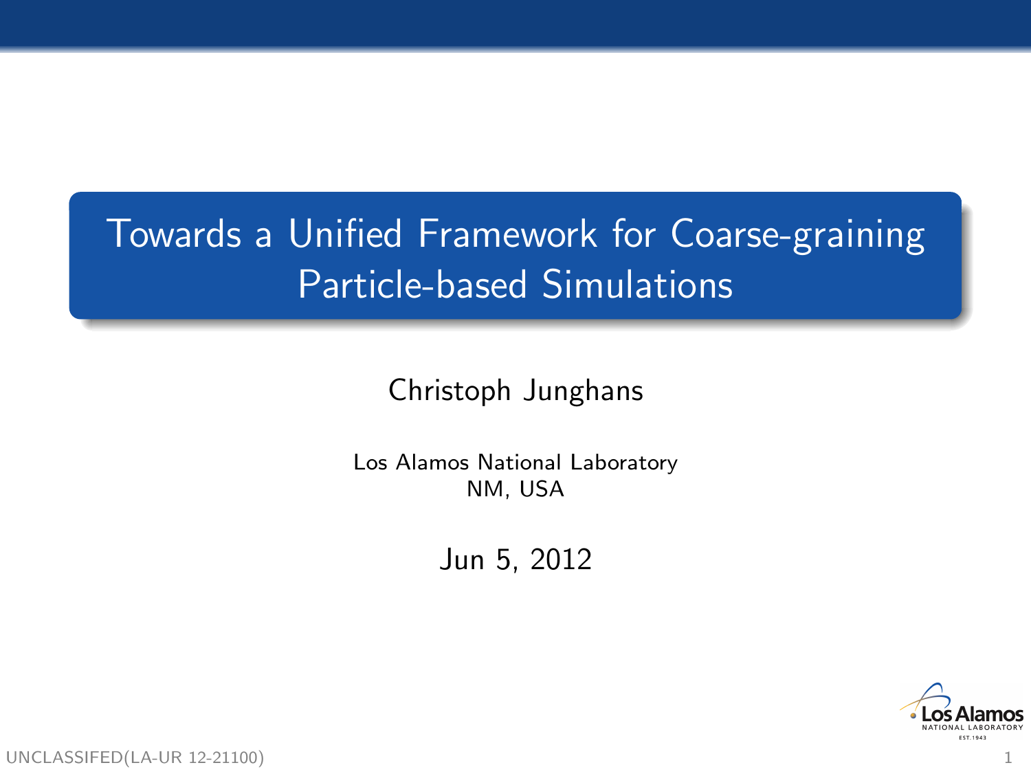# Towards a Unified Framework for Coarse-graining Particle-based Simulations

Christoph Junghans

Los Alamos National Laboratory
NM, USA

Jun 5, 2012

UNCLASSIFED(LA-UR 12-21100)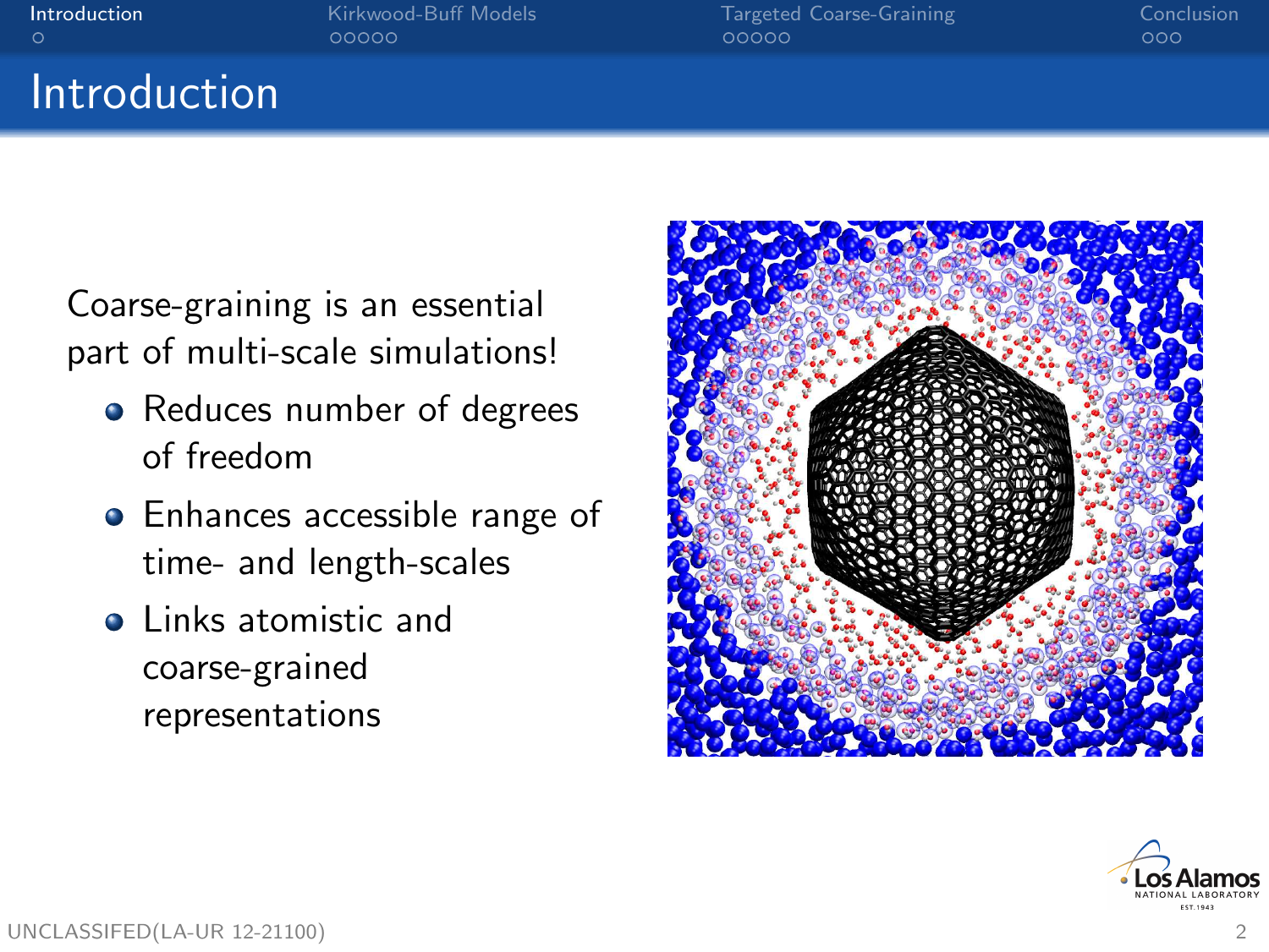# Introduction

Coarse-graining is an essential part of multi-scale simulations!

- Reduces number of degrees of freedom
- Enhances accessible range of time- and length-scales
- Links atomistic and coarse-grained representations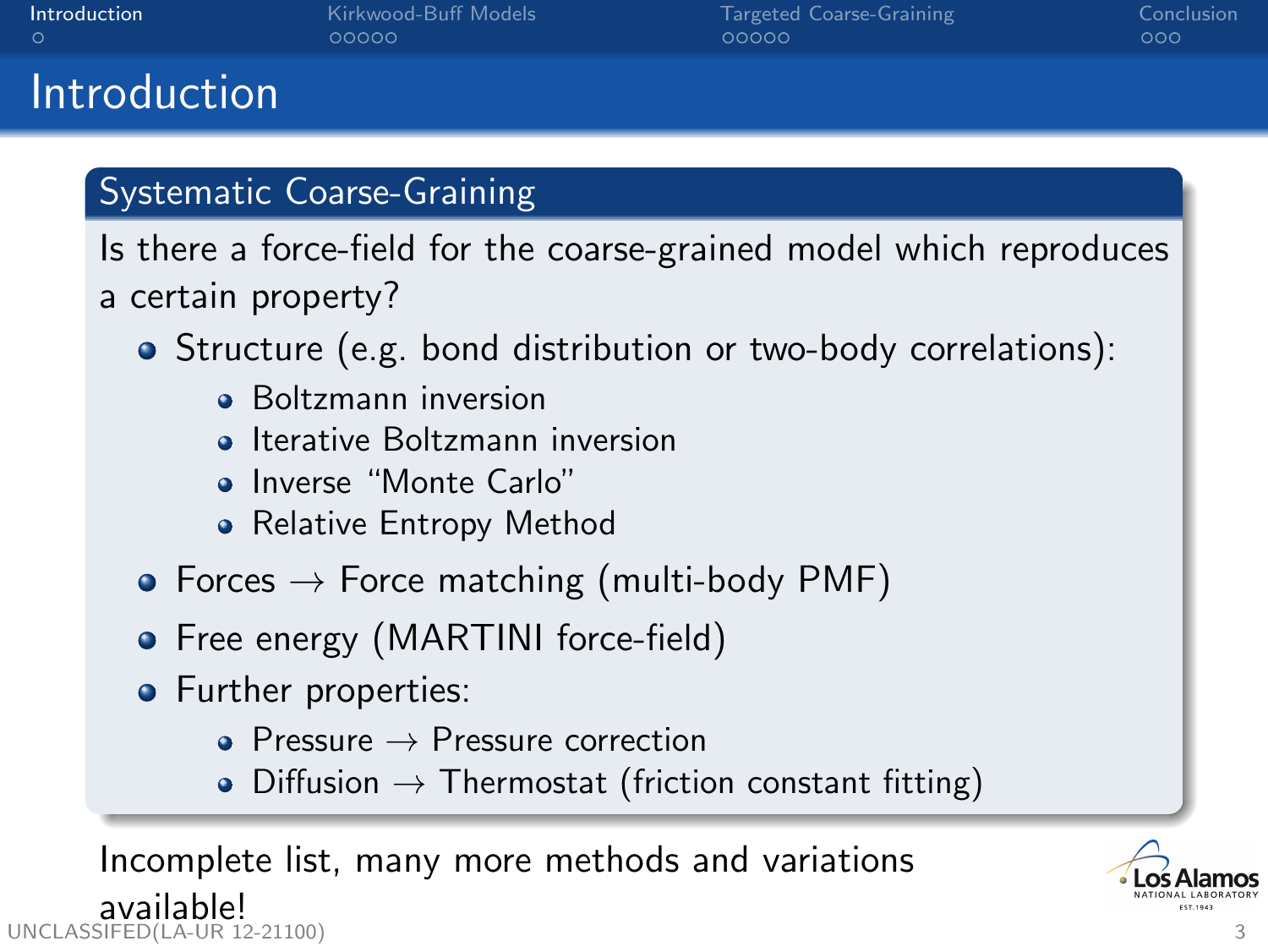# Introduction

## Systematic Coarse-Graining

Is there a force-field for the coarse-grained model which reproduces a certain property?

- Structure (e.g. bond distribution or two-body correlations):
  - Boltzmann inversion
  - Iterative Boltzmann inversion
  - Inverse “Monte Carlo”
  - Relative Entropy Method
- Forces → Force matching (multi-body PMF)
- Free energy (MARTINI force-field)
- Further properties:
  - Pressure → Pressure correction
  - Diffusion → Thermostat (friction constant fitting)

Incomplete list, many more methods and variations available!

UNCLASSIFED(LA-UR 12-21100)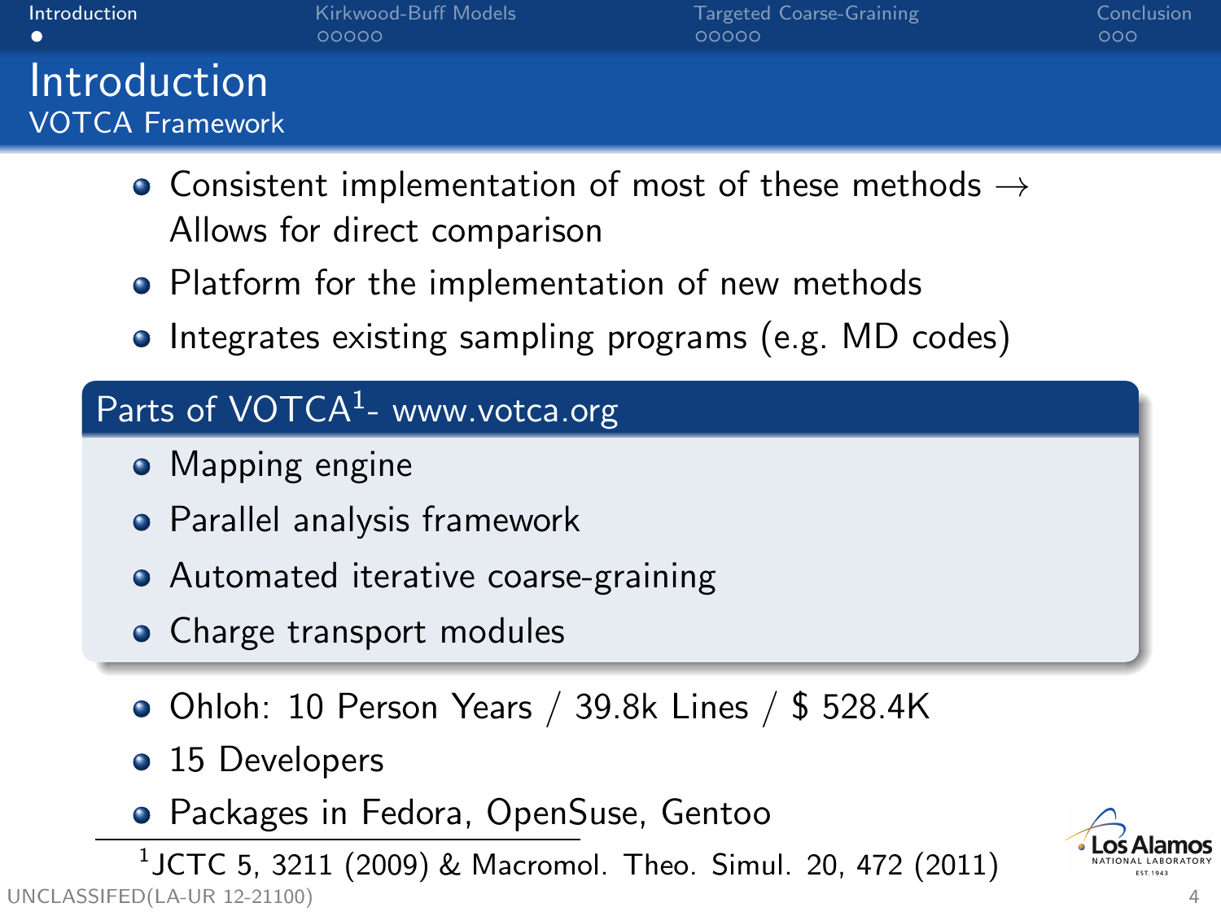# Introduction

## VOTCA Framework

- Consistent implementation of most of these methods → Allows for direct comparison
- Platform for the implementation of new methods
- Integrates existing sampling programs (e.g. MD codes)

### Parts of VOTCA[1]- www.votca.org

- Mapping engine
- Parallel analysis framework
- Automated iterative coarse-graining
- Charge transport modules

- Ohloh: 10 Person Years / 39.8k Lines / $ 528.4K
- 15 Developers
- Packages in Fedora, OpenSuse, Gentoo

[1] JCTC 5, 3211 (2009) & Macromol. Theo. Simul. 20, 472 (2011)

UNCLASSIFED(LA-UR 12-21100)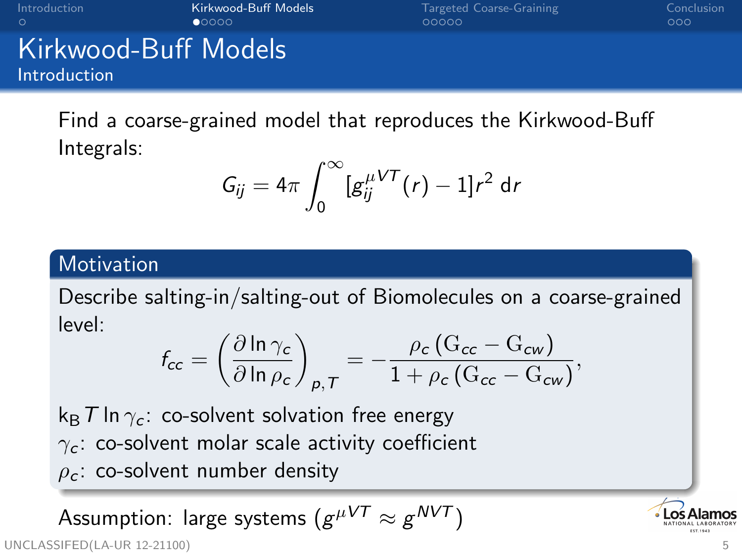# Kirkwood-Buff Models

## Introduction

Find a coarse-grained model that reproduces the Kirkwood-Buff Integrals:

$$G_{ij} = 4\pi \int_0^\infty [g_{ij}^{\mu VT}(r) - 1] r^2 \, \mathrm{d}r$$

### Motivation

Describe salting-in/salting-out of Biomolecules on a coarse-grained level:

$$f_{cc} = \left( \frac{\partial \ln \gamma_c}{\partial \ln \rho_c} \right)_{p,T} = - \frac{\rho_c \left( \mathrm{G}_{cc} - \mathrm{G}_{cw} \right)}{1 + \rho_c \left( \mathrm{G}_{cc} - \mathrm{G}_{cw} \right)},$$

$\mathrm{k_B} T \ln \gamma_c$: co-solvent solvation free energy
$\gamma_c$: co-solvent molar scale activity coefficient
$\rho_c$: co-solvent number density

Assumption: large systems ($g^{\mu VT} \approx g^{NVT}$)

UNCLASSIFED(LA-UR 12-21100)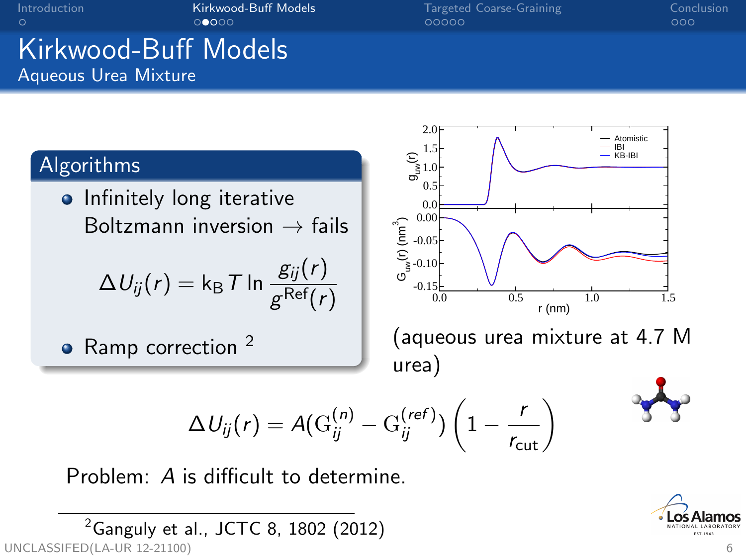# Kirkwood-Buff Models

## Aqueous Urea Mixture

### Algorithms

- Infinitely long iterative Boltzmann inversion → fails

$$\Delta U_{ij}(r) = k_B T \ln \frac{g_{ij}(r)}{g^{\text{Ref}}(r)}$$

- Ramp correction [2]

2.0
1.5
1.0
0.5
0.0
$g_{uw}(r)$
Atomistic
IBI
KB-IBI
0.00
-0.05
-0.10
-0.15
$G_{uw}(r)$ (nm$^3$)
0.0
0.5
1.0
1.5
r (nm)

(aqueous urea mixture at 4.7 M urea)

$$\Delta U_{ij}(r) = A(\mathrm{G}_{ij}^{(n)} - \mathrm{G}_{ij}^{(ref)})\left(1 - \frac{r}{r_{\text{cut}}}\right)$$

Problem: $A$ is difficult to determine.

[2] Ganguly et al., JCTC 8, 1802 (2012)

UNCLASSIFED(LA-UR 12-21100)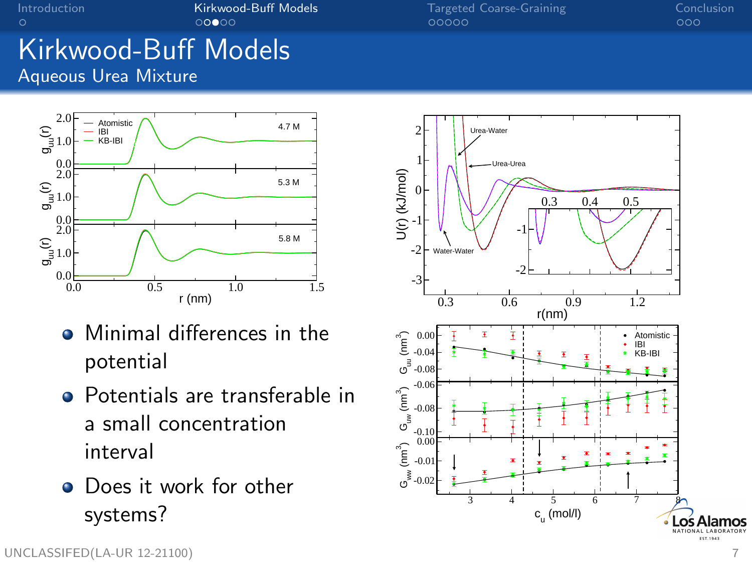# Kirkwood-Buff Models

## Aqueous Urea Mixture

$g_{uu}(r)$
2.0
1.0
0.0
Atomistic
IBI
KB-IBI
4.7 M
5.3 M
5.8 M
0.0
0.5
1.0
1.5
r (nm)

U(r) (kJ/mol)
Urea-Water
Urea-Urea
Water-Water
r(nm)
0.3
0.6
0.9
1.2

$G_{uu}$ (nm$^3$)
$G_{uw}$ (nm$^3$)
$G_{ww}$ (nm$^3$)
Atomistic
IBI
KB-IBI
$c_u$ (mol/l)

- Minimal differences in the potential
- Potentials are transferable in a small concentration interval
- Does it work for other systems?

UNCLASSIFED(LA-UR 12-21100)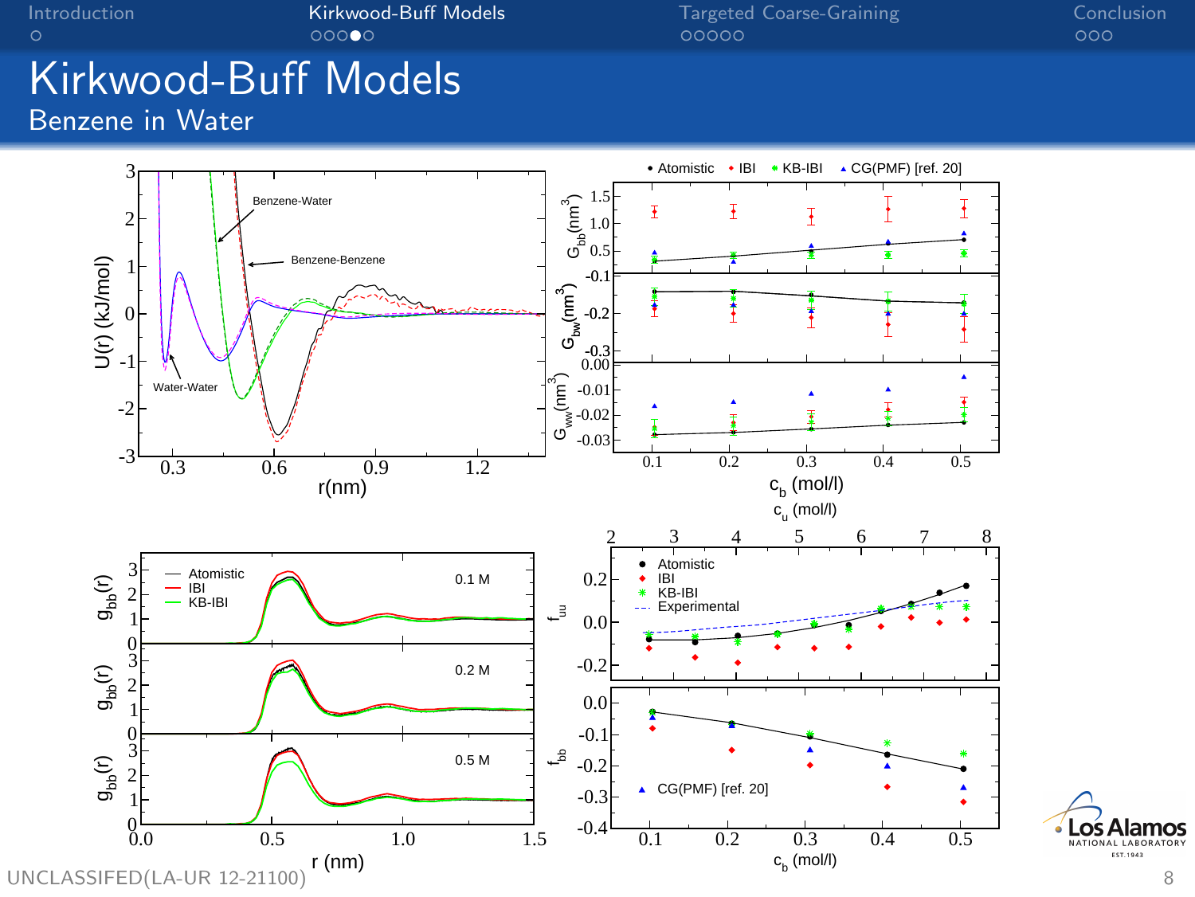# Kirkwood-Buff Models

## Benzene in Water

U(r) (kJ/mol)

r(nm)

Benzene-Water

Benzene-Benzene

Water-Water

• Atomistic • IBI • KB-IBI ▲ CG(PMF) [ref. 20]

$G_{bb}(nm^3)$

$G_{bw}(nm^3)$

$G_{ww}(nm^3)$

$c_b$ (mol/l)

$g_{bb}(r)$

Atomistic

IBI

KB-IBI

0.1 M

0.2 M

0.5 M

r (nm)

$c_u$ (mol/l)

$f_{uu}$

Atomistic

IBI

KB-IBI

Experimental

$f_{bb}$

▲ CG(PMF) [ref. 20]

$c_b$ (mol/l)

UNCLASSIFED(LA-UR 12-21100)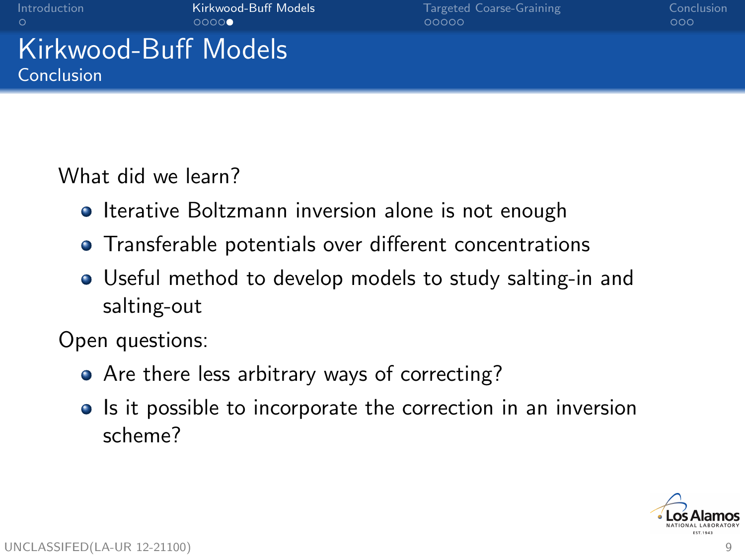# Kirkwood-Buff Models

## Conclusion

What did we learn?

- Iterative Boltzmann inversion alone is not enough
- Transferable potentials over different concentrations
- Useful method to develop models to study salting-in and salting-out

Open questions:

- Are there less arbitrary ways of correcting?
- Is it possible to incorporate the correction in an inversion scheme?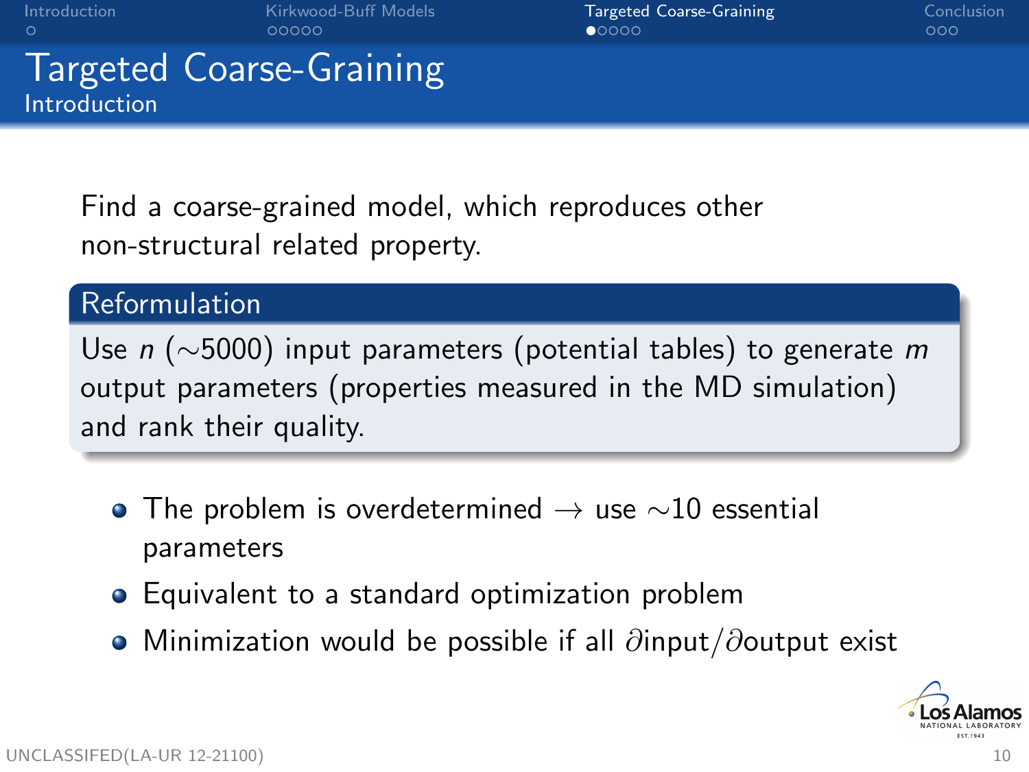# Targeted Coarse-Graining

## Introduction

Find a coarse-grained model, which reproduces other non-structural related property.

**Reformulation**

Use $n$ ($\sim$5000) input parameters (potential tables) to generate $m$ output parameters (properties measured in the MD simulation) and rank their quality.

- The problem is overdetermined $\rightarrow$ use $\sim$10 essential parameters
- Equivalent to a standard optimization problem
- Minimization would be possible if all $\partial$input/$\partial$output exist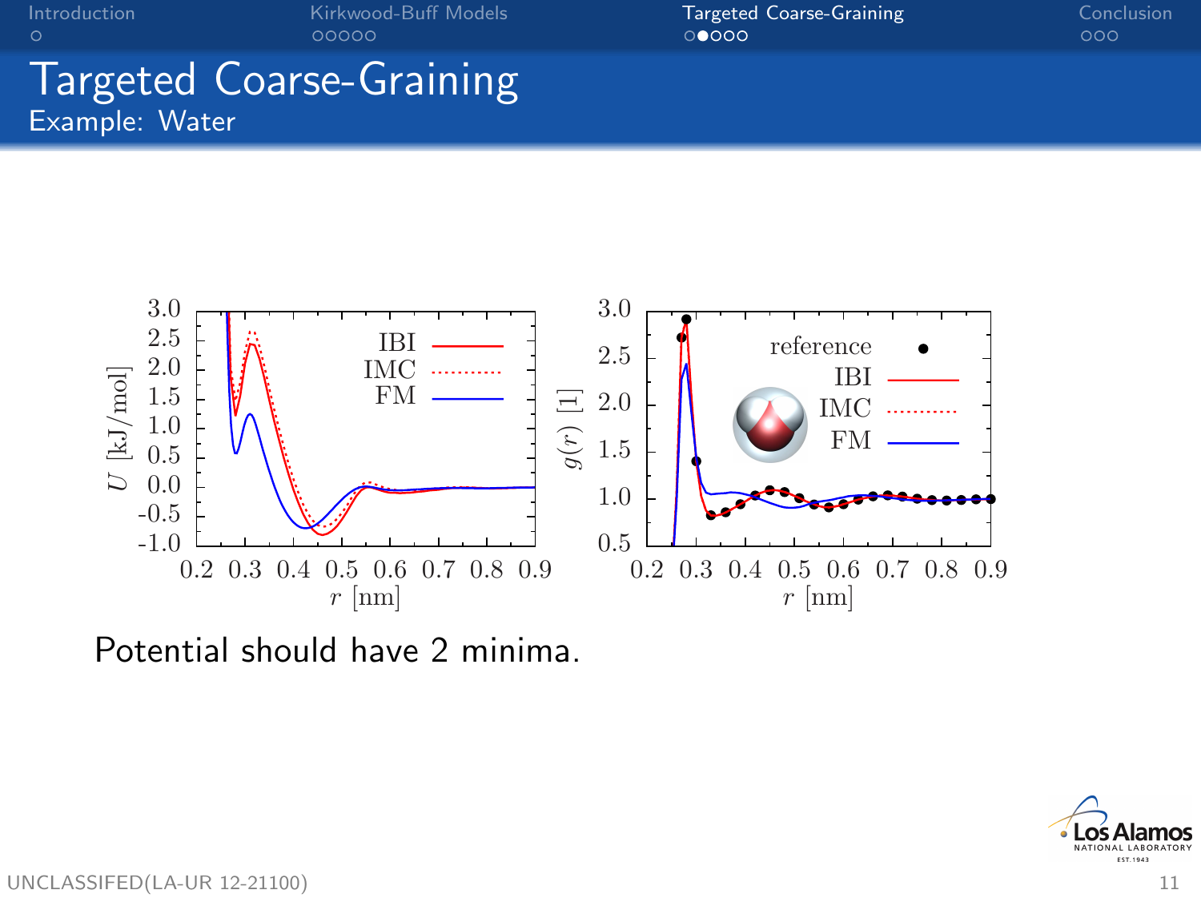# Targeted Coarse-Graining

## Example: Water

3.0
2.5
2.0
1.5
1.0
0.5
0.0
-0.5
-1.0

$U$ [kJ/mol]

0.2 0.3 0.4 0.5 0.6 0.7 0.8 0.9

$r$ [nm]

IBI
IMC
FM

3.0
2.5
2.0
1.5
1.0
0.5

$g(r)$ [1]

0.2 0.3 0.4 0.5 0.6 0.7 0.8 0.9

$r$ [nm]

reference
IBI
IMC
FM

Potential should have 2 minima.

UNCLASSIFED(LA-UR 12-21100)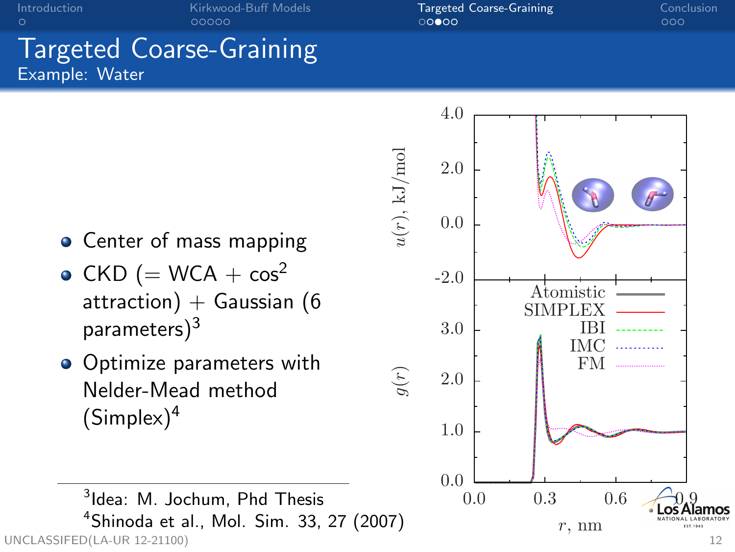# Targeted Coarse-Graining

## Example: Water

- Center of mass mapping
- CKD (= WCA + $\cos^2$ attraction) + Gaussian (6 parameters)[3]
- Optimize parameters with Nelder-Mead method (Simplex)[4]

4.0
2.0
0.0
-2.0
$u(r)$, kJ/mol

Atomistic
SIMPLEX
IBI
IMC
FM

3.0
2.0
1.0
0.0
$g(r)$

0.0
0.3
0.6
0.9
$r$, nm

---

[3] Idea: M. Jochum, Phd Thesis

[4] Shinoda et al., Mol. Sim. 33, 27 (2007)

UNCLASSIFED(LA-UR 12-21100)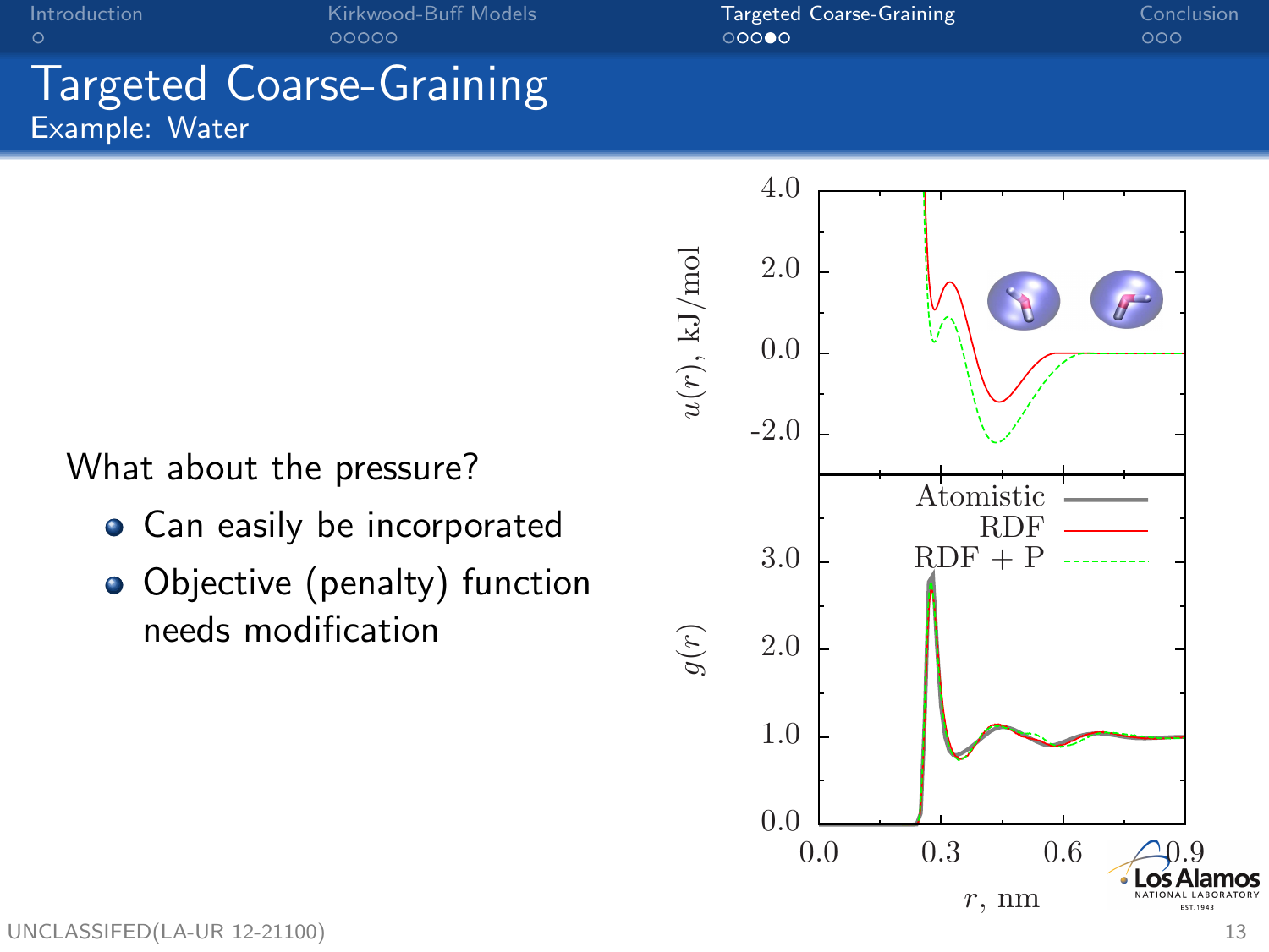# Targeted Coarse-Graining

## Example: Water

What about the pressure?

- Can easily be incorporated
- Objective (penalty) function needs modification

$u(r)$, kJ/mol

4.0
2.0
0.0
-2.0

$g(r)$

3.0
2.0
1.0
0.0

Atomistic
RDF
RDF + P

0.0 0.3 0.6 0.9

$r$, nm

UNCLASSIFED(LA-UR 12-21100)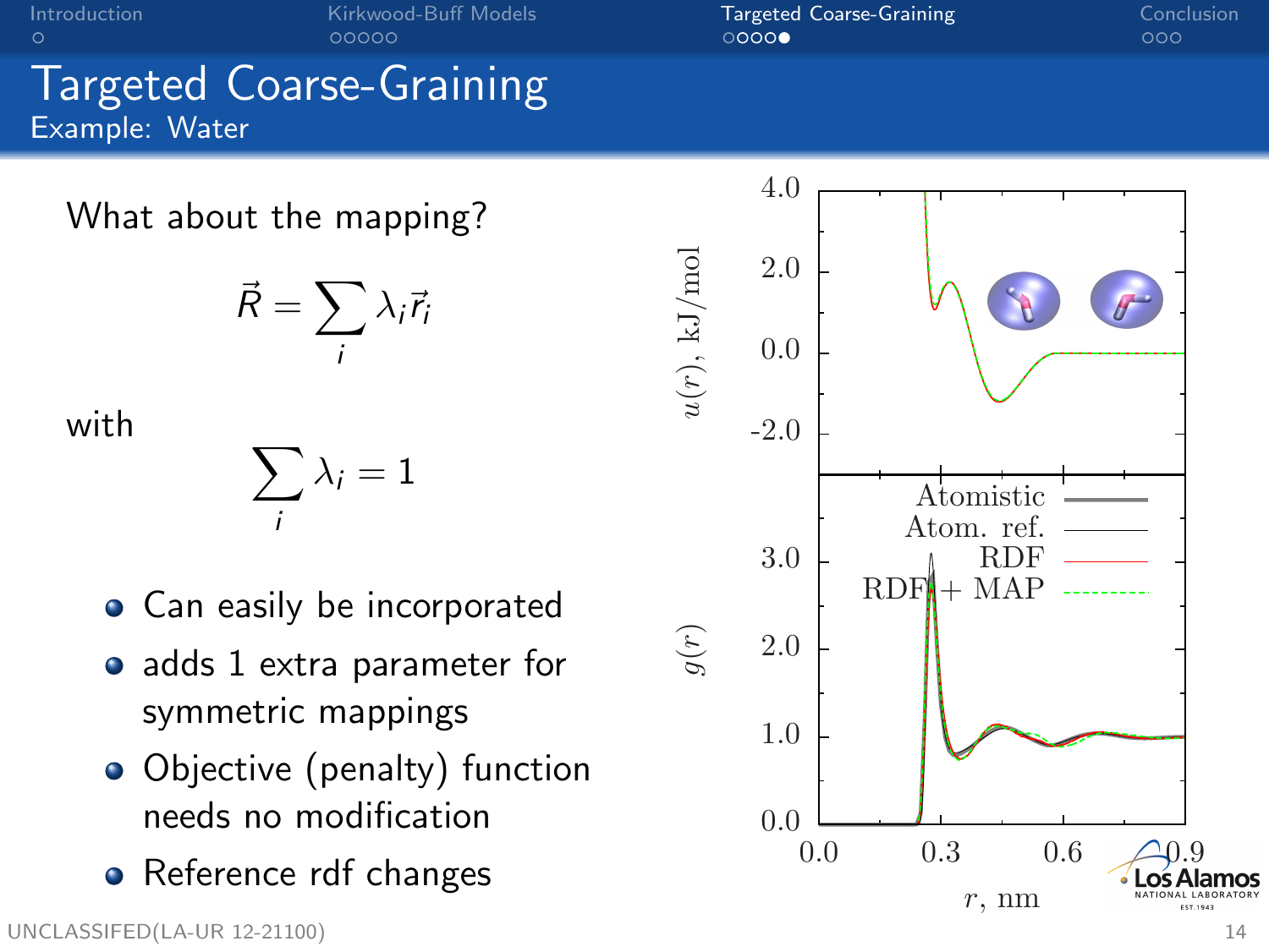# Targeted Coarse-Graining

## Example: Water

What about the mapping?

$$\vec{R} = \sum_i \lambda_i \vec{r}_i$$

with

$$\sum_i \lambda_i = 1$$

- Can easily be incorporated
- adds 1 extra parameter for symmetric mappings
- Objective (penalty) function needs no modification
- Reference rdf changes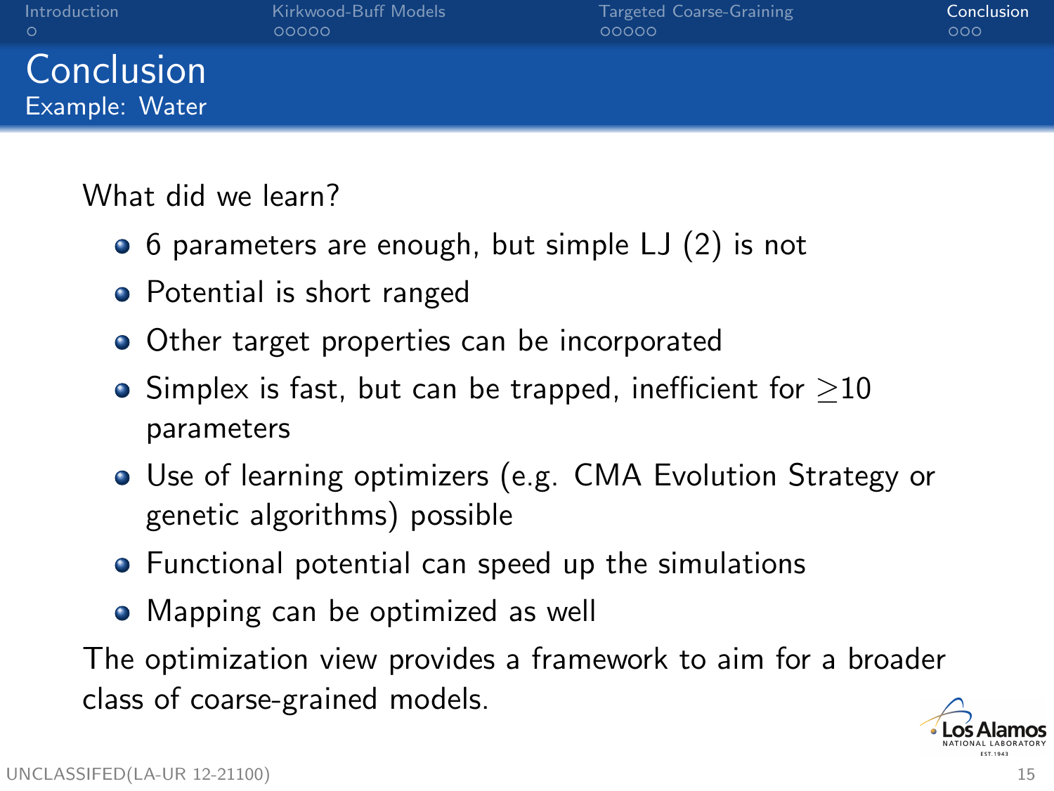# Conclusion

## Example: Water

What did we learn?

- 6 parameters are enough, but simple LJ (2) is not
- Potential is short ranged
- Other target properties can be incorporated
- Simplex is fast, but can be trapped, inefficient for $\geq$10 parameters
- Use of learning optimizers (e.g. CMA Evolution Strategy or genetic algorithms) possible
- Functional potential can speed up the simulations
- Mapping can be optimized as well

The optimization view provides a framework to aim for a broader class of coarse-grained models.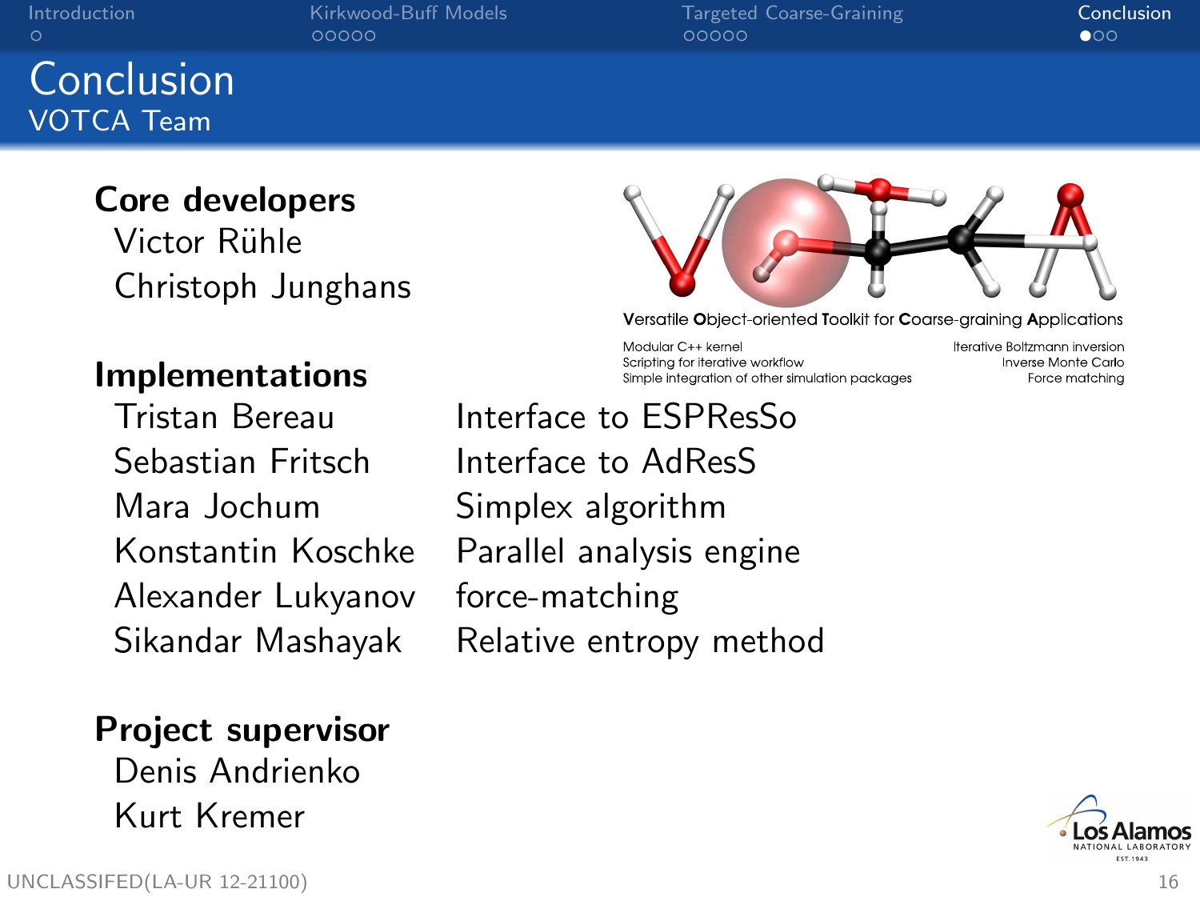# Conclusion

## VOTCA Team

**Core developers**

Victor Rühle
Christoph Junghans

Versatile Object-oriented Toolkit for Coarse-graining Applications

Modular C++ kernel
Scripting for iterative workflow
Simple integration of other simulation packages

Iterative Boltzmann inversion
Inverse Monte Carlo
Force matching

**Implementations**

| | |
|---|---|
| Tristan Bereau | Interface to ESPResSo |
| Sebastian Fritsch | Interface to AdResS |
| Mara Jochum | Simplex algorithm |
| Konstantin Koschke | Parallel analysis engine |
| Alexander Lukyanov | force-matching |
| Sikandar Mashayak | Relative entropy method |

**Project supervisor**

Denis Andrienko
Kurt Kremer

UNCLASSIFED(LA-UR 12-21100)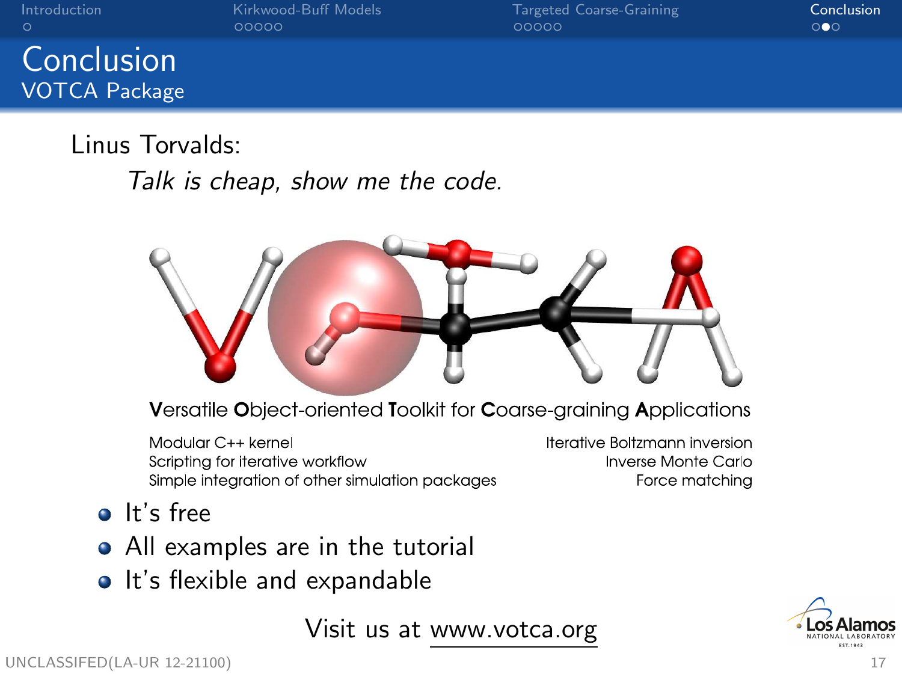# Conclusion

## VOTCA Package

Linus Torvalds:

*Talk is cheap, show me the code.*

**V**ersatile **O**bject-oriented **T**oolkit for **C**oarse-graining **A**pplications

Modular C++ kernel
Scripting for iterative workflow
Simple integration of other simulation packages

Iterative Boltzmann inversion
Inverse Monte Carlo
Force matching

- It's free
- All examples are in the tutorial
- It's flexible and expandable

Visit us at www.votca.org

UNCLASSIFED(LA-UR 12-21100)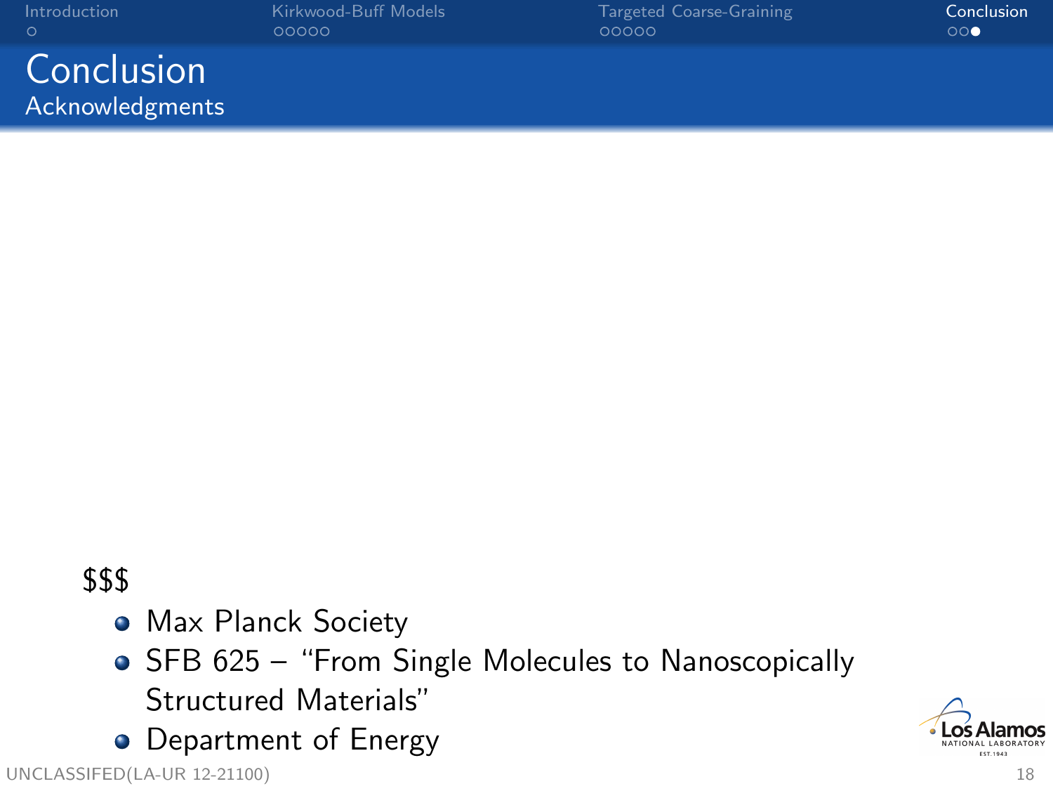# Conclusion

## Acknowledgments

$$$

- Max Planck Society
- SFB 625 – "From Single Molecules to Nanoscopically Structured Materials"
- Department of Energy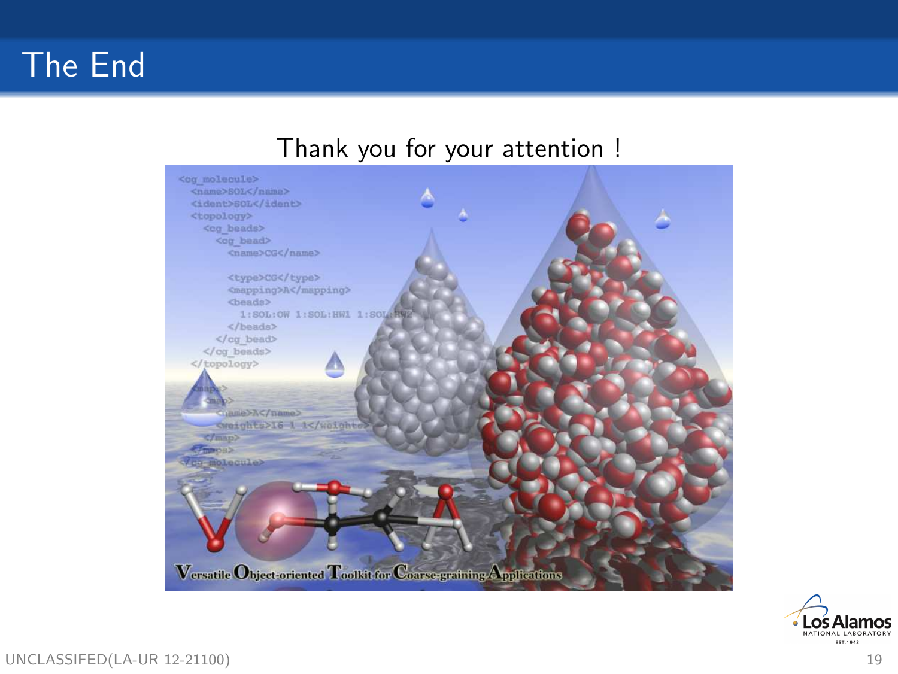# The End

Thank you for your attention !

UNCLASSIFED(LA-UR 12-21100)